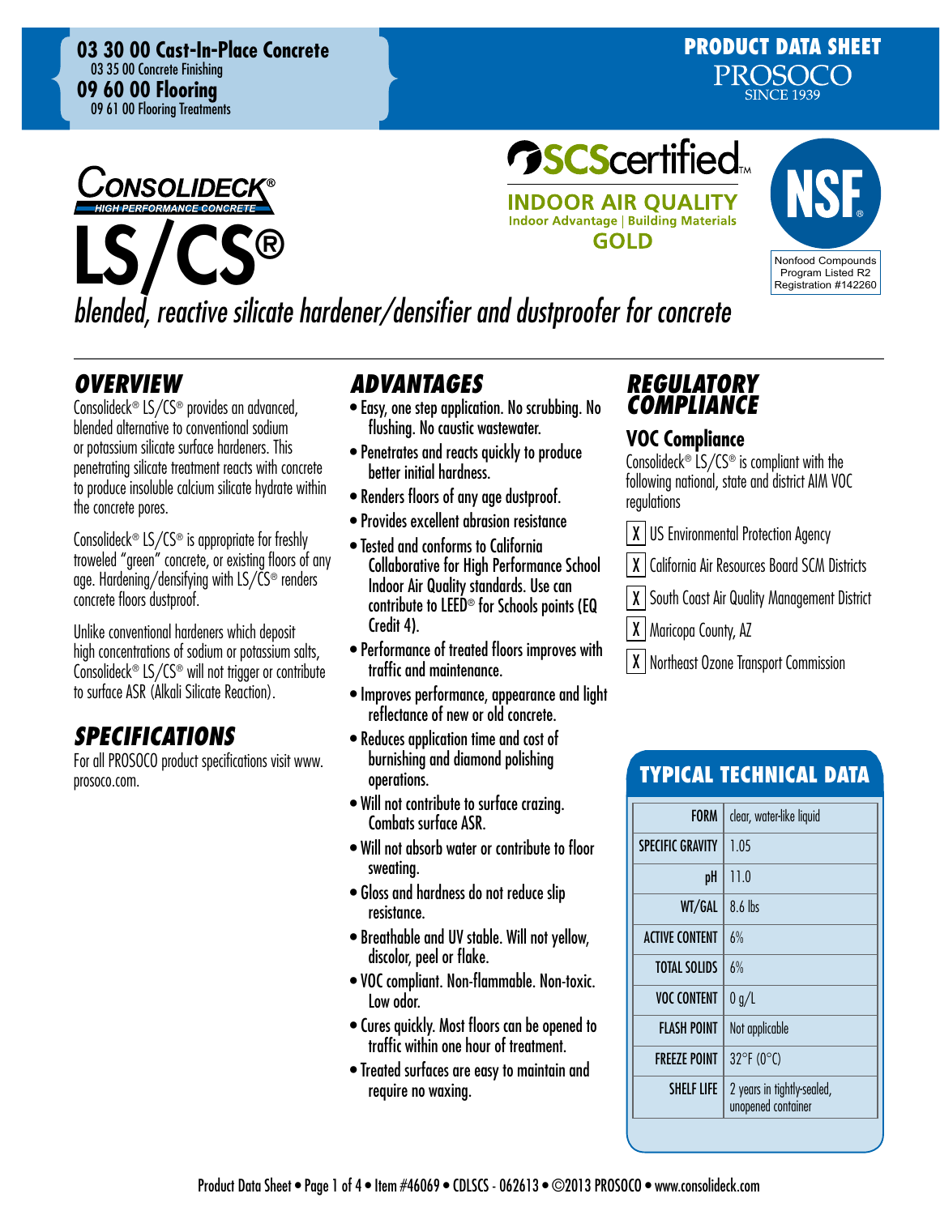03 30 00 Cast-In-Place Concrete
03 35 00 Concrete Finishing
09 60 00 Flooring
09 61 00 Flooring Treatments

PRODUCT DATA SHEET
PROSOCO
SINCE 1939

SCScertified™
INDOOR AIR QUALITY
Indoor Advantage | Building Materials
GOLD

NSF®
Nonfood Compounds Program Listed R2 Registration #142260

CONSOLIDECK® HIGH PERFORMANCE CONCRETE

# LS/CS®

*blended, reactive silicate hardener/densifier and dustproofer for concrete*

## OVERVIEW

Consolideck® LS/CS® provides an advanced, blended alternative to conventional sodium or potassium silicate surface hardeners. This penetrating silicate treatment reacts with concrete to produce insoluble calcium silicate hydrate within the concrete pores.

Consolideck® LS/CS® is appropriate for freshly troweled "green" concrete, or existing floors of any age. Hardening/densifying with LS/CS® renders concrete floors dustproof.

Unlike conventional hardeners which deposit high concentrations of sodium or potassium salts, Consolideck® LS/CS® will not trigger or contribute to surface ASR (Alkali Silicate Reaction).

## SPECIFICATIONS

For all PROSOCO product specifications visit www.prosoco.com.

## ADVANTAGES

- Easy, one step application. No scrubbing. No flushing. No caustic wastewater.
- Penetrates and reacts quickly to produce better initial hardness.
- Renders floors of any age dustproof.
- Provides excellent abrasion resistance
- Tested and conforms to California Collaborative for High Performance School Indoor Air Quality standards. Use can contribute to LEED® for Schools points (EQ Credit 4).
- Performance of treated floors improves with traffic and maintenance.
- Improves performance, appearance and light reflectance of new or old concrete.
- Reduces application time and cost of burnishing and diamond polishing operations.
- Will not contribute to surface crazing. Combats surface ASR.
- Will not absorb water or contribute to floor sweating.
- Gloss and hardness do not reduce slip resistance.
- Breathable and UV stable. Will not yellow, discolor, peel or flake.
- VOC compliant. Non-flammable. Non-toxic. Low odor.
- Cures quickly. Most floors can be opened to traffic within one hour of treatment.
- Treated surfaces are easy to maintain and require no waxing.

## REGULATORY COMPLIANCE

### VOC Compliance

Consolideck® LS/CS® is compliant with the following national, state and district AIM VOC regulations

- [X] US Environmental Protection Agency
- [X] California Air Resources Board SCM Districts
- [X] South Coast Air Quality Management District
- [X] Maricopa County, AZ
- [X] Northeast Ozone Transport Commission

## TYPICAL TECHNICAL DATA

| | |
|---|---|
| FORM | clear, water-like liquid |
| SPECIFIC GRAVITY | 1.05 |
| pH | 11.0 |
| WT/GAL | 8.6 lbs |
| ACTIVE CONTENT | 6% |
| TOTAL SOLIDS | 6% |
| VOC CONTENT | 0 g/L |
| FLASH POINT | Not applicable |
| FREEZE POINT | 32°F (0°C) |
| SHELF LIFE | 2 years in tightly-sealed, unopened container |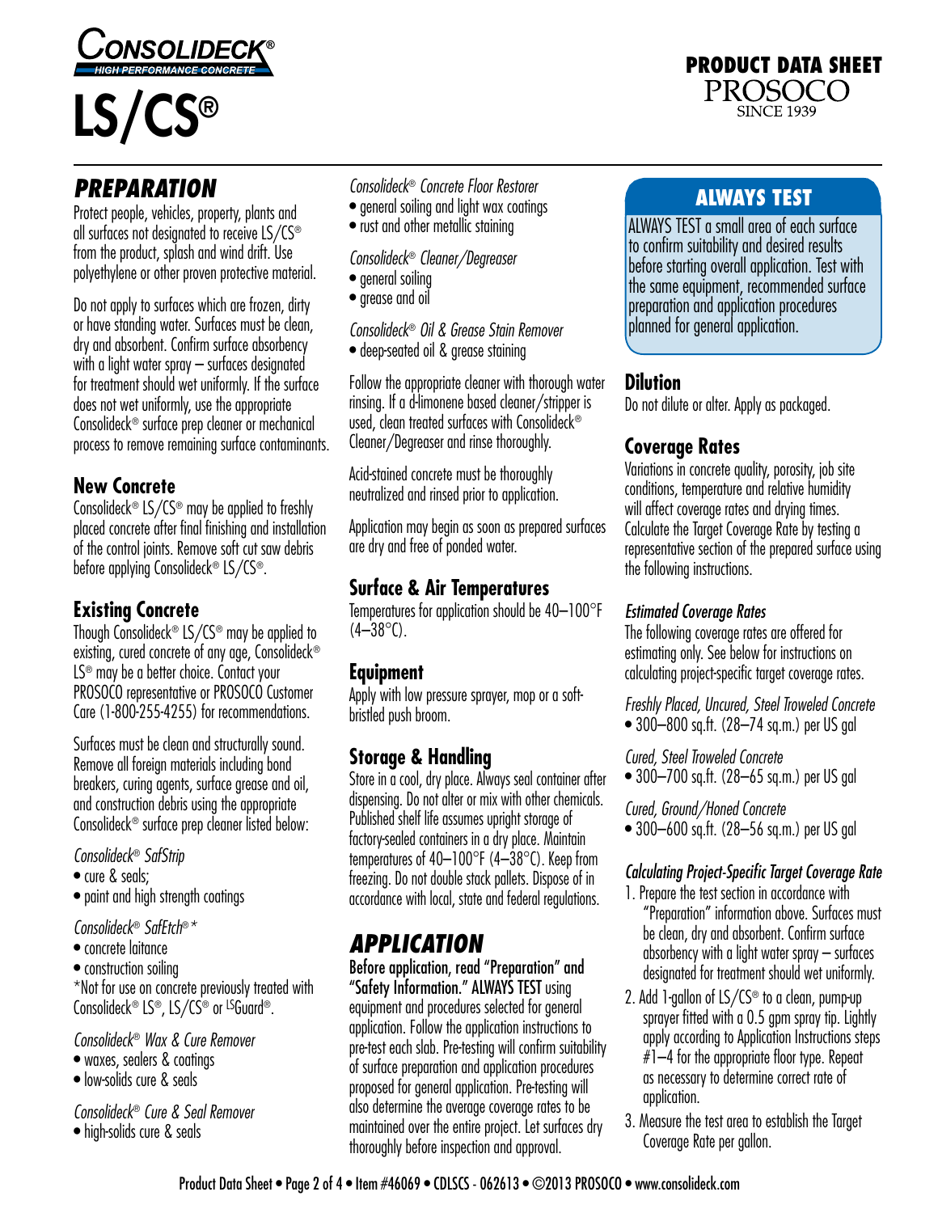# PREPARATION

Protect people, vehicles, property, plants and all surfaces not designated to receive LS/CS® from the product, splash and wind drift. Use polyethylene or other proven protective material.

Do not apply to surfaces which are frozen, dirty or have standing water. Surfaces must be clean, dry and absorbent. Confirm surface absorbency with a light water spray – surfaces designated for treatment should wet uniformly. If the surface does not wet uniformly, use the appropriate Consolideck® surface prep cleaner or mechanical process to remove remaining surface contaminants.

## New Concrete

Consolideck® LS/CS® may be applied to freshly placed concrete after final finishing and installation of the control joints. Remove soft cut saw debris before applying Consolideck® LS/CS®.

## Existing Concrete

Though Consolideck® LS/CS® may be applied to existing, cured concrete of any age, Consolideck® LS® may be a better choice. Contact your PROSOCO representative or PROSOCO Customer Care (1-800-255-4255) for recommendations.

Surfaces must be clean and structurally sound. Remove all foreign materials including bond breakers, curing agents, surface grease and oil, and construction debris using the appropriate Consolideck® surface prep cleaner listed below:

*Consolideck® SafStrip*
- cure & seals;
- paint and high strength coatings

*Consolideck® SafEtch®\**
- concrete laitance
- construction soiling

\*Not for use on concrete previously treated with Consolideck® LS®, LS/CS® or LSGuard®.

*Consolideck® Wax & Cure Remover*
- waxes, sealers & coatings
- low-solids cure & seals

*Consolideck® Cure & Seal Remover*
- high-solids cure & seals

*Consolideck® Concrete Floor Restorer*
- general soiling and light wax coatings
- rust and other metallic staining

*Consolideck® Cleaner/Degreaser*
- general soiling
- grease and oil

*Consolideck® Oil & Grease Stain Remover*
- deep-seated oil & grease staining

Follow the appropriate cleaner with thorough water rinsing. If a d-limonene based cleaner/stripper is used, clean treated surfaces with Consolideck® Cleaner/Degreaser and rinse thoroughly.

Acid-stained concrete must be thoroughly neutralized and rinsed prior to application.

Application may begin as soon as prepared surfaces are dry and free of ponded water.

## Surface & Air Temperatures

Temperatures for application should be 40–100°F (4–38°C).

## Equipment

Apply with low pressure sprayer, mop or a soft-bristled push broom.

## Storage & Handling

Store in a cool, dry place. Always seal container after dispensing. Do not alter or mix with other chemicals. Published shelf life assumes upright storage of factory-sealed containers in a dry place. Maintain temperatures of 40–100°F (4–38°C). Keep from freezing. Do not double stack pallets. Dispose of in accordance with local, state and federal regulations.

# APPLICATION

**Before application, read "Preparation" and "Safety Information." ALWAYS TEST** using equipment and procedures selected for general application. Follow the application instructions to pre-test each slab. Pre-testing will confirm suitability of surface preparation and application procedures proposed for general application. Pre-testing will also determine the average coverage rates to be maintained over the entire project. Let surfaces dry thoroughly before inspection and approval.

## ALWAYS TEST

ALWAYS TEST a small area of each surface to confirm suitability and desired results before starting overall application. Test with the same equipment, recommended surface preparation and application procedures planned for general application.

## Dilution

Do not dilute or alter. Apply as packaged.

## Coverage Rates

Variations in concrete quality, porosity, job site conditions, temperature and relative humidity will affect coverage rates and drying times. Calculate the Target Coverage Rate by testing a representative section of the prepared surface using the following instructions.

### *Estimated Coverage Rates*

The following coverage rates are offered for estimating only. See below for instructions on calculating project-specific target coverage rates.

*Freshly Placed, Uncured, Steel Troweled Concrete*
- 300–800 sq.ft. (28–74 sq.m.) per US gal

*Cured, Steel Troweled Concrete*
- 300–700 sq.ft. (28–65 sq.m.) per US gal

*Cured, Ground/Honed Concrete*
- 300–600 sq.ft. (28–56 sq.m.) per US gal

### *Calculating Project-Specific Target Coverage Rate*

1. Prepare the test section in accordance with "Preparation" information above. Surfaces must be clean, dry and absorbent. Confirm surface absorbency with a light water spray – surfaces designated for treatment should wet uniformly.
2. Add 1-gallon of LS/CS® to a clean, pump-up sprayer fitted with a 0.5 gpm spray tip. Lightly apply according to Application Instructions steps #1–4 for the appropriate floor type. Repeat as necessary to determine correct rate of application.
3. Measure the test area to establish the Target Coverage Rate per gallon.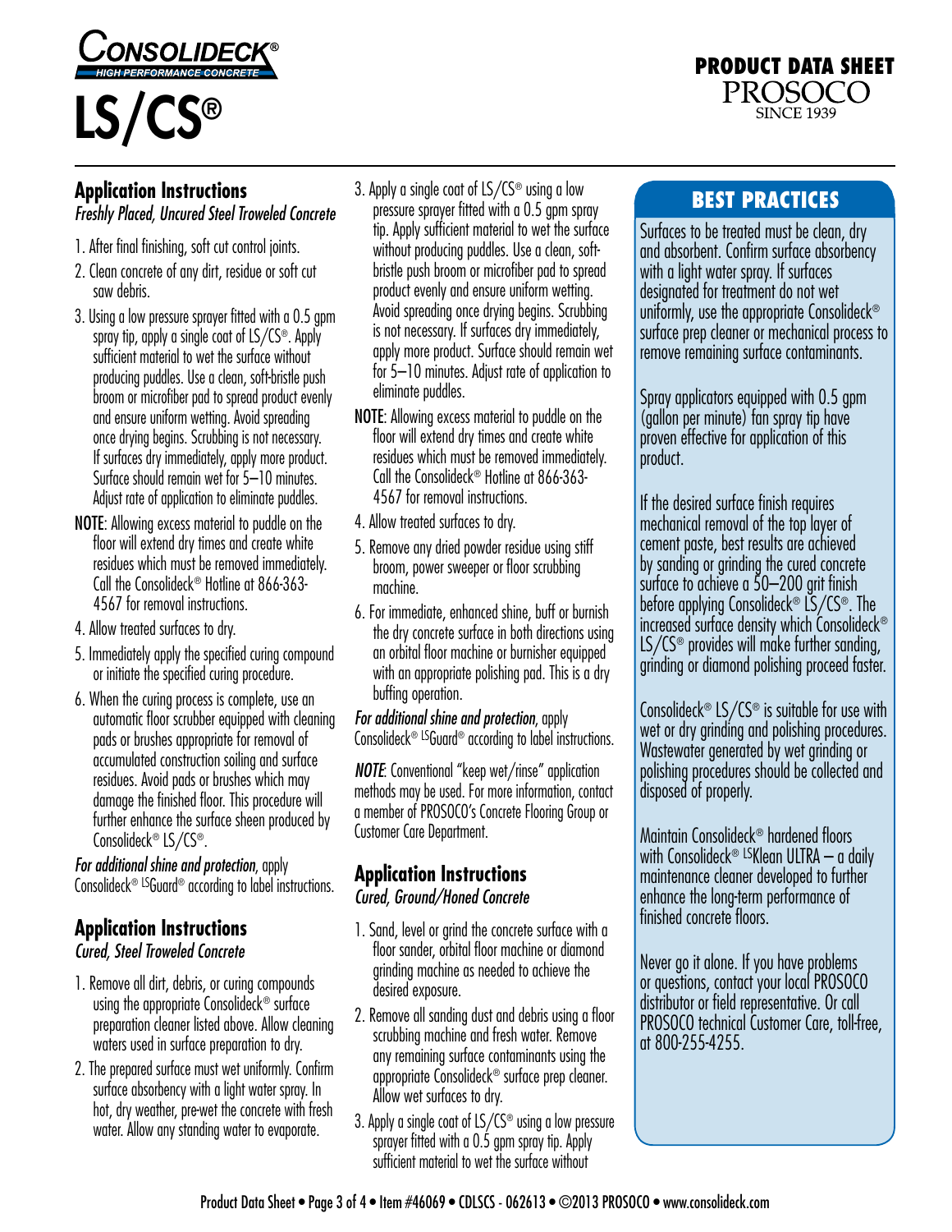# Consolideck® LS/CS®

**PRODUCT DATA SHEET**
PROSOCO SINCE 1939

## Application Instructions

*Freshly Placed, Uncured Steel Troweled Concrete*

1. After final finishing, soft cut control joints.
2. Clean concrete of any dirt, residue or soft cut saw debris.
3. Using a low pressure sprayer fitted with a 0.5 gpm spray tip, apply a single coat of LS/CS®. Apply sufficient material to wet the surface without producing puddles. Use a clean, soft-bristle push broom or microfiber pad to spread product evenly and ensure uniform wetting. Avoid spreading once drying begins. Scrubbing is not necessary. If surfaces dry immediately, apply more product. Surface should remain wet for 5–10 minutes. Adjust rate of application to eliminate puddles.

NOTE: Allowing excess material to puddle on the floor will extend dry times and create white residues which must be removed immediately. Call the Consolideck® Hotline at 866-363-4567 for removal instructions.

4. Allow treated surfaces to dry.
5. Immediately apply the specified curing compound or initiate the specified curing procedure.
6. When the curing process is complete, use an automatic floor scrubber equipped with cleaning pads or brushes appropriate for removal of accumulated construction soiling and surface residues. Avoid pads or brushes which may damage the finished floor. This procedure will further enhance the surface sheen produced by Consolideck® LS/CS®.

*For additional shine and protection*, apply Consolideck® LSGuard® according to label instructions.

## Application Instructions

*Cured, Steel Troweled Concrete*

1. Remove all dirt, debris, or curing compounds using the appropriate Consolideck® surface preparation cleaner listed above. Allow cleaning waters used in surface preparation to dry.
2. The prepared surface must wet uniformly. Confirm surface absorbency with a light water spray. In hot, dry weather, pre-wet the concrete with fresh water. Allow any standing water to evaporate.
3. Apply a single coat of LS/CS® using a low pressure sprayer fitted with a 0.5 gpm spray tip. Apply sufficient material to wet the surface without producing puddles. Use a clean, soft-bristle push broom or microfiber pad to spread product evenly and ensure uniform wetting. Avoid spreading once drying begins. Scrubbing is not necessary. If surfaces dry immediately, apply more product. Surface should remain wet for 5–10 minutes. Adjust rate of application to eliminate puddles.

NOTE: Allowing excess material to puddle on the floor will extend dry times and create white residues which must be removed immediately. Call the Consolideck® Hotline at 866-363-4567 for removal instructions.

4. Allow treated surfaces to dry.
5. Remove any dried powder residue using stiff broom, power sweeper or floor scrubbing machine.
6. For immediate, enhanced shine, buff or burnish the dry concrete surface in both directions using an orbital floor machine or burnisher equipped with an appropriate polishing pad. This is a dry buffing operation.

*For additional shine and protection*, apply Consolideck® LSGuard® according to label instructions.

*NOTE*: Conventional "keep wet/rinse" application methods may be used. For more information, contact a member of PROSOCO's Concrete Flooring Group or Customer Care Department.

## Application Instructions

*Cured, Ground/Honed Concrete*

1. Sand, level or grind the concrete surface with a floor sander, orbital floor machine or diamond grinding machine as needed to achieve the desired exposure.
2. Remove all sanding dust and debris using a floor scrubbing machine and fresh water. Remove any remaining surface contaminants using the appropriate Consolideck® surface prep cleaner. Allow wet surfaces to dry.
3. Apply a single coat of LS/CS® using a low pressure sprayer fitted with a 0.5 gpm spray tip. Apply sufficient material to wet the surface without

## BEST PRACTICES

Surfaces to be treated must be clean, dry and absorbent. Confirm surface absorbency with a light water spray. If surfaces designated for treatment do not wet uniformly, use the appropriate Consolideck® surface prep cleaner or mechanical process to remove remaining surface contaminants.

Spray applicators equipped with 0.5 gpm (gallon per minute) fan spray tip have proven effective for application of this product.

If the desired surface finish requires mechanical removal of the top layer of cement paste, best results are achieved by sanding or grinding the cured concrete surface to achieve a 50–200 grit finish before applying Consolideck® LS/CS®. The increased surface density which Consolideck® LS/CS® provides will make further sanding, grinding or diamond polishing proceed faster.

Consolideck® LS/CS® is suitable for use with wet or dry grinding and polishing procedures. Wastewater generated by wet grinding or polishing procedures should be collected and disposed of properly.

Maintain Consolideck® hardened floors with Consolideck® LSKlean ULTRA – a daily maintenance cleaner developed to further enhance the long-term performance of finished concrete floors.

Never go it alone. If you have problems or questions, contact your local PROSOCO distributor or field representative. Or call PROSOCO technical Customer Care, toll-free, at 800-255-4255.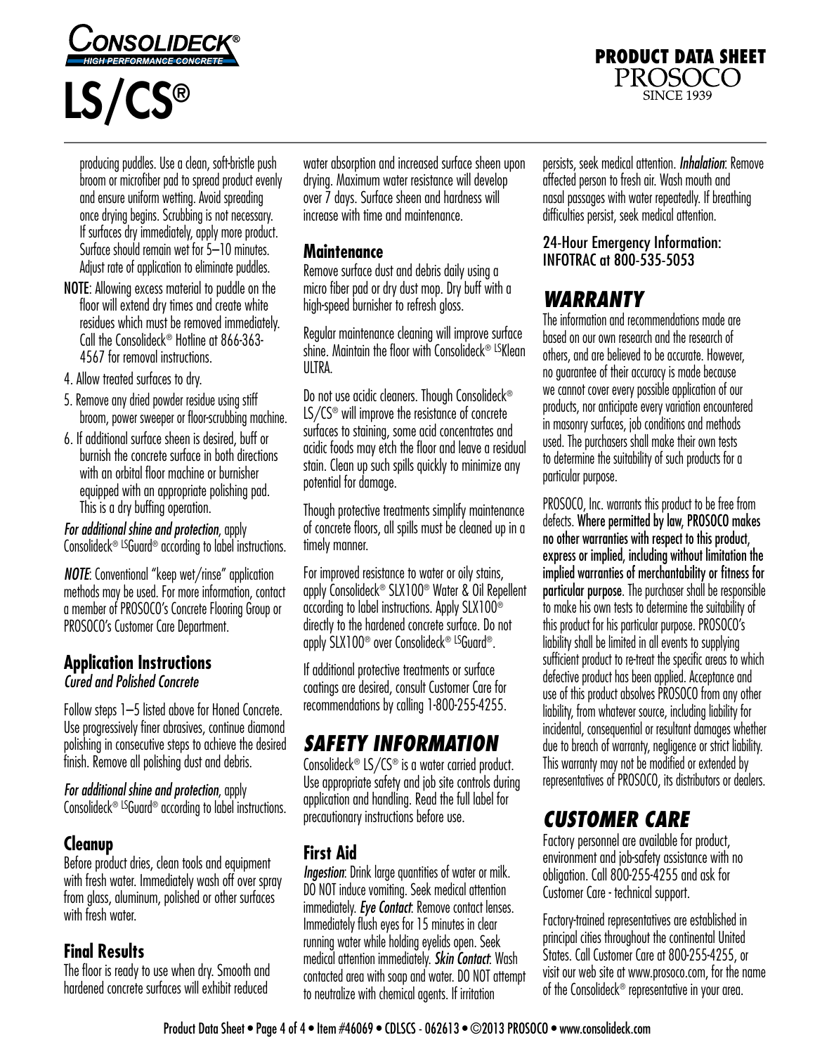producing puddles. Use a clean, soft-bristle push broom or microfiber pad to spread product evenly and ensure uniform wetting. Avoid spreading once drying begins. Scrubbing is not necessary. If surfaces dry immediately, apply more product. Surface should remain wet for 5–10 minutes. Adjust rate of application to eliminate puddles.

NOTE: Allowing excess material to puddle on the floor will extend dry times and create white residues which must be removed immediately. Call the Consolideck® Hotline at 866-363-4567 for removal instructions.

4. Allow treated surfaces to dry.
5. Remove any dried powder residue using stiff broom, power sweeper or floor-scrubbing machine.
6. If additional surface sheen is desired, buff or burnish the concrete surface in both directions with an orbital floor machine or burnisher equipped with an appropriate polishing pad. This is a dry buffing operation.

*For additional shine and protection*, apply Consolideck® LSGuard® according to label instructions.

*NOTE*: Conventional "keep wet/rinse" application methods may be used. For more information, contact a member of PROSOCO's Concrete Flooring Group or PROSOCO's Customer Care Department.

## Application Instructions

*Cured and Polished Concrete*

Follow steps 1–5 listed above for Honed Concrete. Use progressively finer abrasives, continue diamond polishing in consecutive steps to achieve the desired finish. Remove all polishing dust and debris.

*For additional shine and protection*, apply Consolideck® LSGuard® according to label instructions.

## Cleanup

Before product dries, clean tools and equipment with fresh water. Immediately wash off over spray from glass, aluminum, polished or other surfaces with fresh water.

## Final Results

The floor is ready to use when dry. Smooth and hardened concrete surfaces will exhibit reduced water absorption and increased surface sheen upon drying. Maximum water resistance will develop over 7 days. Surface sheen and hardness will increase with time and maintenance.

## Maintenance

Remove surface dust and debris daily using a micro fiber pad or dry dust mop. Dry buff with a high-speed burnisher to refresh gloss.

Regular maintenance cleaning will improve surface shine. Maintain the floor with Consolideck® LSKlean ULTRA.

Do not use acidic cleaners. Though Consolideck® LS/CS® will improve the resistance of concrete surfaces to staining, some acid concentrates and acidic foods may etch the floor and leave a residual stain. Clean up such spills quickly to minimize any potential for damage.

Though protective treatments simplify maintenance of concrete floors, all spills must be cleaned up in a timely manner.

For improved resistance to water or oily stains, apply Consolideck® SLX100® Water & Oil Repellent according to label instructions. Apply SLX100® directly to the hardened concrete surface. Do not apply SLX100® over Consolideck® LSGuard®.

If additional protective treatments or surface coatings are desired, consult Customer Care for recommendations by calling 1-800-255-4255.

# *SAFETY INFORMATION*

Consolideck® LS/CS® is a water carried product. Use appropriate safety and job site controls during application and handling. Read the full label for precautionary instructions before use.

## First Aid

*Ingestion*: Drink large quantities of water or milk. DO NOT induce vomiting. Seek medical attention immediately. *Eye Contact*: Remove contact lenses. Immediately flush eyes for 15 minutes in clear running water while holding eyelids open. Seek medical attention immediately. *Skin Contact*: Wash contacted area with soap and water. DO NOT attempt to neutralize with chemical agents. If irritation persists, seek medical attention. *Inhalation*: Remove affected person to fresh air. Wash mouth and nasal passages with water repeatedly. If breathing difficulties persist, seek medical attention.

24-Hour Emergency Information: INFOTRAC at 800-535-5053

# *WARRANTY*

The information and recommendations made are based on our own research and the research of others, and are believed to be accurate. However, no guarantee of their accuracy is made because we cannot cover every possible application of our products, nor anticipate every variation encountered in masonry surfaces, job conditions and methods used. The purchasers shall make their own tests to determine the suitability of such products for a particular purpose.

PROSOCO, Inc. warrants this product to be free from defects. **Where permitted by law, PROSOCO makes no other warranties with respect to this product, express or implied, including without limitation the implied warranties of merchantability or fitness for particular purpose**. The purchaser shall be responsible to make his own tests to determine the suitability of this product for his particular purpose. PROSOCO's liability shall be limited in all events to supplying sufficient product to re-treat the specific areas to which defective product has been applied. Acceptance and use of this product absolves PROSOCO from any other liability, from whatever source, including liability for incidental, consequential or resultant damages whether due to breach of warranty, negligence or strict liability. This warranty may not be modified or extended by representatives of PROSOCO, its distributors or dealers.

# *CUSTOMER CARE*

Factory personnel are available for product, environment and job-safety assistance with no obligation. Call 800-255-4255 and ask for Customer Care - technical support.

Factory-trained representatives are established in principal cities throughout the continental United States. Call Customer Care at 800-255-4255, or visit our web site at www.prosoco.com, for the name of the Consolideck® representative in your area.